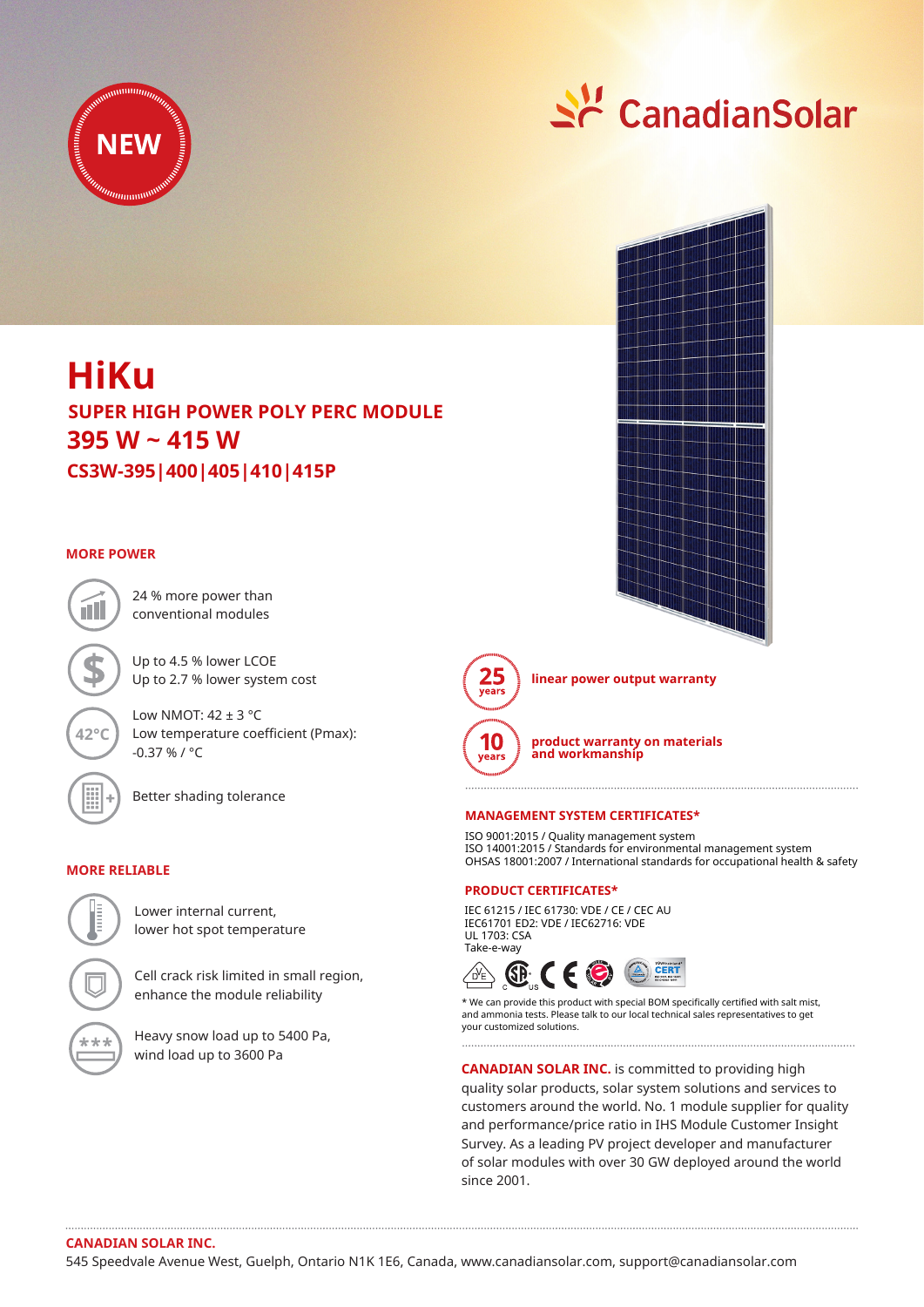NEW

CanadianSolar

# HiKu

## SUPER HIGH POWER POLY PERC MODULE

## 395 W ~ 415 W

## CS3W-395|400|405|410|415P

### MORE POWER

24 % more power than conventional modules

Up to 4.5 % lower LCOE
Up to 2.7 % lower system cost

Low NMOT: 42 ± 3 °C
Low temperature coefficient (Pmax): -0.37 % / °C

Better shading tolerance

### MORE RELIABLE

Lower internal current, lower hot spot temperature

Cell crack risk limited in small region, enhance the module reliability

Heavy snow load up to 5400 Pa, wind load up to 3600 Pa

**25 years** linear power output warranty

**10 years** product warranty on materials and workmanship

### MANAGEMENT SYSTEM CERTIFICATES*

ISO 9001:2015 / Quality management system
ISO 14001:2015 / Standards for environmental management system
OHSAS 18001:2007 / International standards for occupational health & safety

### PRODUCT CERTIFICATES*

IEC 61215 / IEC 61730: VDE / CE / CEC AU
IEC61701 ED2: VDE / IEC62716: VDE
UL 1703: CSA
Take-e-way

* We can provide this product with special BOM specifically certified with salt mist, and ammonia tests. Please talk to our local technical sales representatives to get your customized solutions.

**CANADIAN SOLAR INC.** is committed to providing high quality solar products, solar system solutions and services to customers around the world. No. 1 module supplier for quality and performance/price ratio in IHS Module Customer Insight Survey. As a leading PV project developer and manufacturer of solar modules with over 30 GW deployed around the world since 2001.

**CANADIAN SOLAR INC.**
545 Speedvale Avenue West, Guelph, Ontario N1K 1E6, Canada, www.canadiansolar.com, support@canadiansolar.com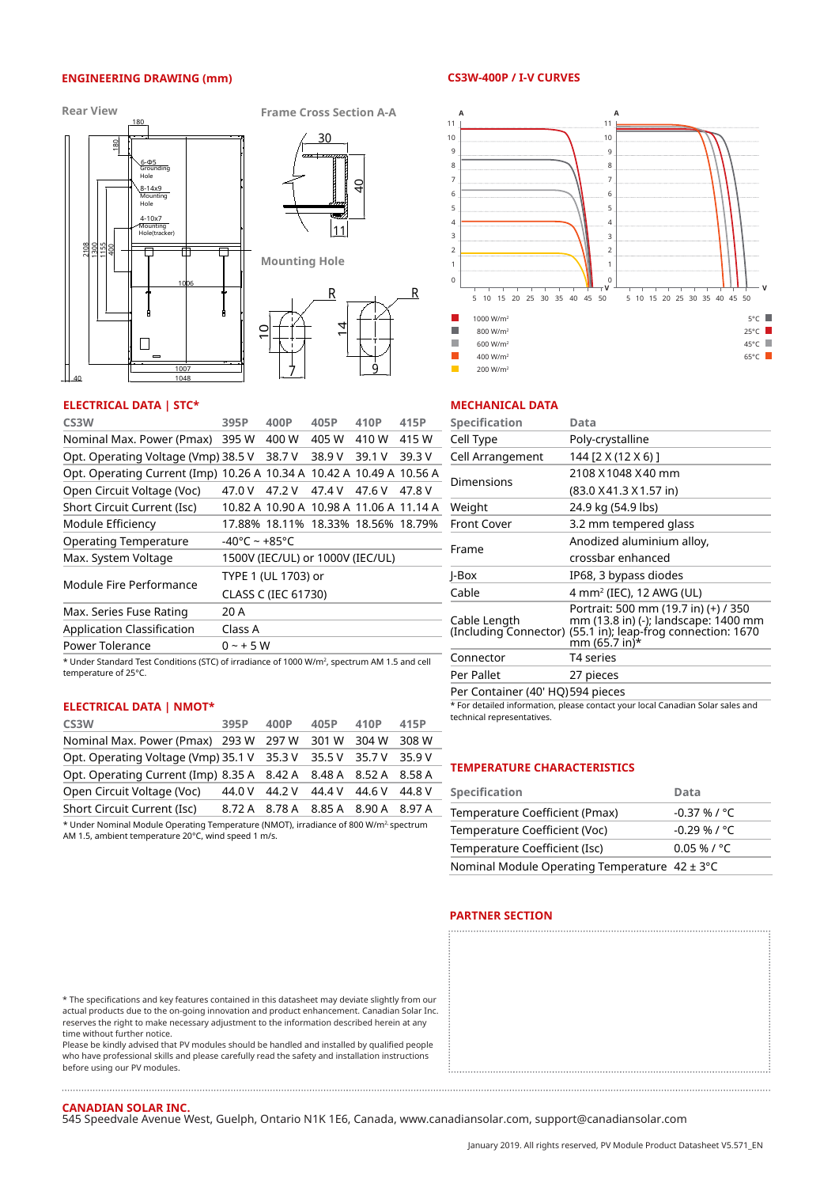## ENGINEERING DRAWING (mm)

Rear View

180

180

6-Φ5
Grounding
Hole

8-14x9
Mounting
Hole

4-10x7
Mounting
Hole(tracker)

2108
1300
1155
400

1006

1007
1048

40

Frame Cross Section A-A

30

40

11

Mounting Hole

R

R

10

7

14

9

## CS3W-400P / I-V CURVES

A

11
10
9
8
7
6
5
4
3
2
1
0

5 10 15 20 25 30 35 40 45 50

V

A

11
10
9
8
7
6
5
4
3
2
1
0

5 10 15 20 25 30 35 40 45 50

V

1000 W/m²
800 W/m²
600 W/m²
400 W/m²
200 W/m²

5°C
25°C
45°C
65°C

## ELECTRICAL DATA | STC*

| CS3W | 395P | 400P | 405P | 410P | 415P |
|---|---|---|---|---|---|
| Nominal Max. Power (Pmax) | 395 W | 400 W | 405 W | 410 W | 415 W |
| Opt. Operating Voltage (Vmp) | 38.5 V | 38.7 V | 38.9 V | 39.1 V | 39.3 V |
| Opt. Operating Current (Imp) | 10.26 A | 10.34 A | 10.42 A | 10.49 A | 10.56 A |
| Open Circuit Voltage (Voc) | 47.0 V | 47.2 V | 47.4 V | 47.6 V | 47.8 V |
| Short Circuit Current (Isc) | 10.82 A | 10.90 A | 10.98 A | 11.06 A | 11.14 A |
| Module Efficiency | 17.88% | 18.11% | 18.33% | 18.56% | 18.79% |
| Operating Temperature | -40°C ~ +85°C | | | | |
| Max. System Voltage | 1500V (IEC/UL) or 1000V (IEC/UL) | | | | |
| Module Fire Performance | TYPE 1 (UL 1703) or CLASS C (IEC 61730) | | | | |
| Max. Series Fuse Rating | 20 A | | | | |
| Application Classification | Class A | | | | |
| Power Tolerance | 0 ~ + 5 W | | | | |

* Under Standard Test Conditions (STC) of irradiance of 1000 W/m², spectrum AM 1.5 and cell temperature of 25°C.

## ELECTRICAL DATA | NMOT*

| CS3W | 395P | 400P | 405P | 410P | 415P |
|---|---|---|---|---|---|
| Nominal Max. Power (Pmax) | 293 W | 297 W | 301 W | 304 W | 308 W |
| Opt. Operating Voltage (Vmp) | 35.1 V | 35.3 V | 35.5 V | 35.7 V | 35.9 V |
| Opt. Operating Current (Imp) | 8.35 A | 8.42 A | 8.48 A | 8.52 A | 8.58 A |
| Open Circuit Voltage (Voc) | 44.0 V | 44.2 V | 44.4 V | 44.6 V | 44.8 V |
| Short Circuit Current (Isc) | 8.72 A | 8.78 A | 8.85 A | 8.90 A | 8.97 A |

* Under Nominal Module Operating Temperature (NMOT), irradiance of 800 W/m² spectrum AM 1.5, ambient temperature 20°C, wind speed 1 m/s.

## MECHANICAL DATA

| Specification | Data |
|---|---|
| Cell Type | Poly-crystalline |
| Cell Arrangement | 144 [2 X (12 X 6) ] |
| Dimensions | 2108 X 1048 X 40 mm (83.0 X 41.3 X 1.57 in) |
| Weight | 24.9 kg (54.9 lbs) |
| Front Cover | 3.2 mm tempered glass |
| Frame | Anodized aluminium alloy, crossbar enhanced |
| J-Box | IP68, 3 bypass diodes |
| Cable | 4 mm² (IEC), 12 AWG (UL) |
| Cable Length (Including Connector) | Portrait: 500 mm (19.7 in) (+) / 350 mm (13.8 in) (-); landscape: 1400 mm (55.1 in); leap-frog connection: 1670 mm (65.7 in)* |
| Connector | T4 series |
| Per Pallet | 27 pieces |
| Per Container (40' HQ) | 594 pieces |

* For detailed information, please contact your local Canadian Solar sales and technical representatives.

## TEMPERATURE CHARACTERISTICS

| Specification | Data |
|---|---|
| Temperature Coefficient (Pmax) | -0.37 % / °C |
| Temperature Coefficient (Voc) | -0.29 % / °C |
| Temperature Coefficient (Isc) | 0.05 % / °C |
| Nominal Module Operating Temperature | 42 ± 3°C |

## PARTNER SECTION

* The specifications and key features contained in this datasheet may deviate slightly from our actual products due to the on-going innovation and product enhancement. Canadian Solar Inc. reserves the right to make necessary adjustment to the information described herein at any time without further notice.
Please be kindly advised that PV modules should be handled and installed by qualified people who have professional skills and please carefully read the safety and installation instructions before using our PV modules.

**CANADIAN SOLAR INC.**
545 Speedvale Avenue West, Guelph, Ontario N1K 1E6, Canada, www.canadiansolar.com, support@canadiansolar.com

January 2019. All rights reserved, PV Module Product Datasheet V5.571_EN